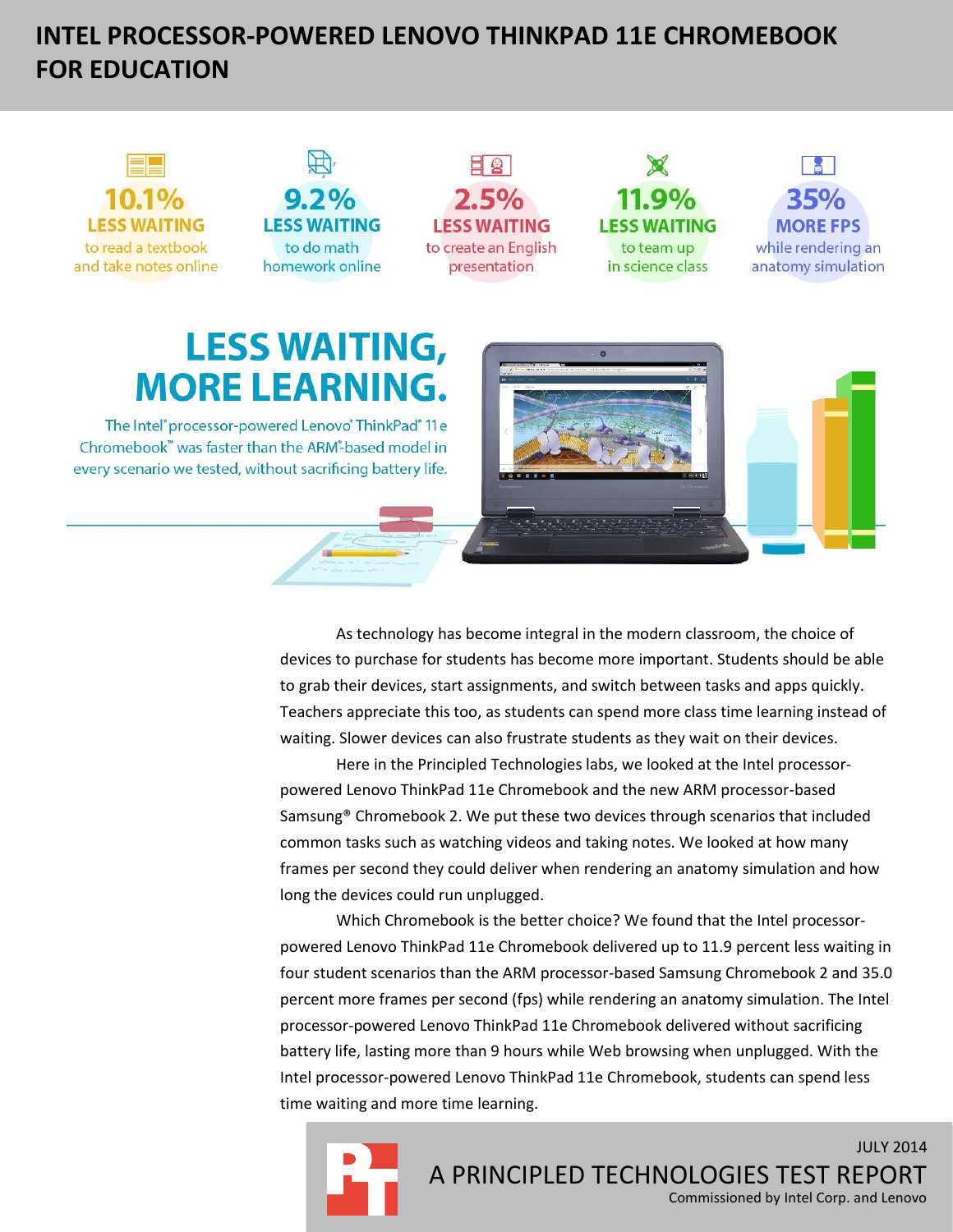# INTEL PROCESSOR-POWERED LENOVO THINKPAD 11E CHROMEBOOK FOR EDUCATION

**10.1%** LESS WAITING to read a textbook and take notes online

**9.2%** LESS WAITING to do math homework online

**2.5%** LESS WAITING to create an English presentation

**11.9%** LESS WAITING to team up in science class

**35%** MORE FPS while rendering an anatomy simulation

## LESS WAITING, MORE LEARNING.

The Intel® processor-powered Lenovo® ThinkPad® 11e Chromebook™ was faster than the ARM®-based model in every scenario we tested, without sacrificing battery life.

As technology has become integral in the modern classroom, the choice of devices to purchase for students has become more important. Students should be able to grab their devices, start assignments, and switch between tasks and apps quickly. Teachers appreciate this too, as students can spend more class time learning instead of waiting. Slower devices can also frustrate students as they wait on their devices.

Here in the Principled Technologies labs, we looked at the Intel processor-powered Lenovo ThinkPad 11e Chromebook and the new ARM processor-based Samsung® Chromebook 2. We put these two devices through scenarios that included common tasks such as watching videos and taking notes. We looked at how many frames per second they could deliver when rendering an anatomy simulation and how long the devices could run unplugged.

Which Chromebook is the better choice? We found that the Intel processor-powered Lenovo ThinkPad 11e Chromebook delivered up to 11.9 percent less waiting in four student scenarios than the ARM processor-based Samsung Chromebook 2 and 35.0 percent more frames per second (fps) while rendering an anatomy simulation. The Intel processor-powered Lenovo ThinkPad 11e Chromebook delivered without sacrificing battery life, lasting more than 9 hours while Web browsing when unplugged. With the Intel processor-powered Lenovo ThinkPad 11e Chromebook, students can spend less time waiting and more time learning.

JULY 2014

A PRINCIPLED TECHNOLOGIES TEST REPORT

Commissioned by Intel Corp. and Lenovo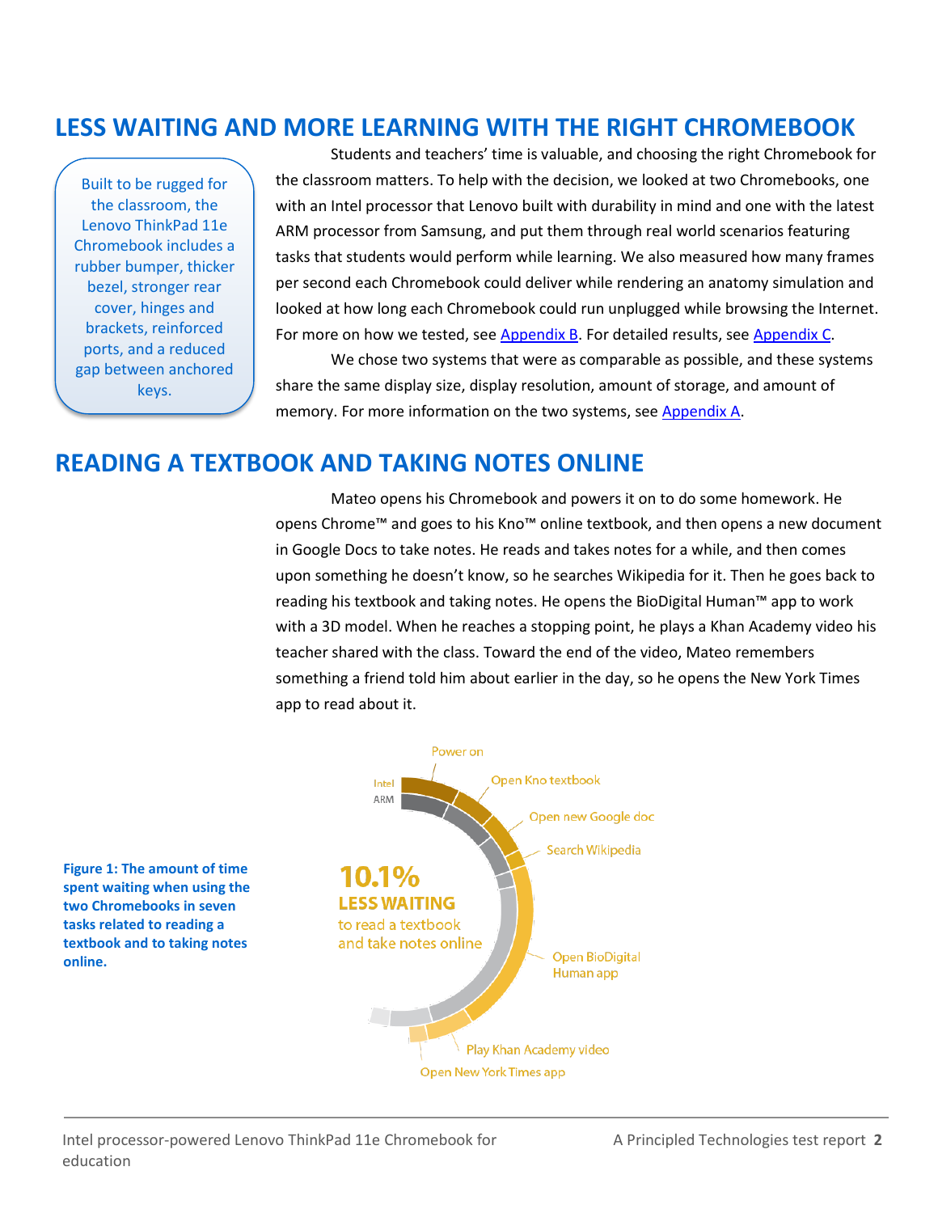## LESS WAITING AND MORE LEARNING WITH THE RIGHT CHROMEBOOK

Built to be rugged for the classroom, the Lenovo ThinkPad 11e Chromebook includes a rubber bumper, thicker bezel, stronger rear cover, hinges and brackets, reinforced ports, and a reduced gap between anchored keys.

Students and teachers' time is valuable, and choosing the right Chromebook for the classroom matters. To help with the decision, we looked at two Chromebooks, one with an Intel processor that Lenovo built with durability in mind and one with the latest ARM processor from Samsung, and put them through real world scenarios featuring tasks that students would perform while learning. We also measured how many frames per second each Chromebook could deliver while rendering an anatomy simulation and looked at how long each Chromebook could run unplugged while browsing the Internet. For more on how we tested, see Appendix B. For detailed results, see Appendix C.

We chose two systems that were as comparable as possible, and these systems share the same display size, display resolution, amount of storage, and amount of memory. For more information on the two systems, see Appendix A.

## READING A TEXTBOOK AND TAKING NOTES ONLINE

Mateo opens his Chromebook and powers it on to do some homework. He opens Chrome™ and goes to his Kno™ online textbook, and then opens a new document in Google Docs to take notes. He reads and takes notes for a while, and then comes upon something he doesn't know, so he searches Wikipedia for it. Then he goes back to reading his textbook and taking notes. He opens the BioDigital Human™ app to work with a 3D model. When he reaches a stopping point, he plays a Khan Academy video his teacher shared with the class. Toward the end of the video, Mateo remembers something a friend told him about earlier in the day, so he opens the New York Times app to read about it.

Power on
Intel
ARM
Open Kno textbook
Open new Google doc
Search Wikipedia
**10.1%**
**LESS WAITING**
to read a textbook and take notes online
Open BioDigital Human app
Play Khan Academy video
Open New York Times app

**Figure 1: The amount of time spent waiting when using the two Chromebooks in seven tasks related to reading a textbook and to taking notes online.**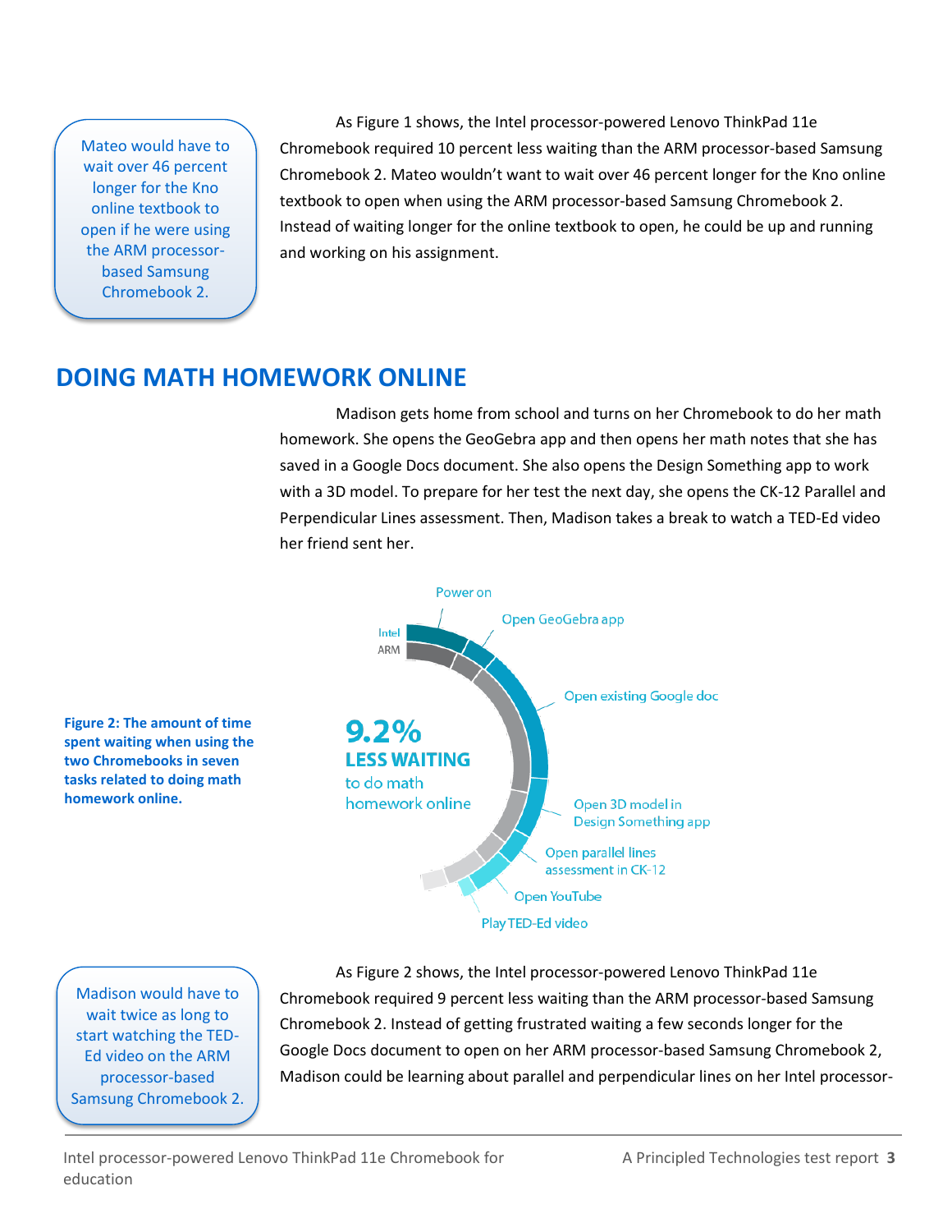Mateo would have to wait over 46 percent longer for the Kno online textbook to open if he were using the ARM processor-based Samsung Chromebook 2.

As Figure 1 shows, the Intel processor-powered Lenovo ThinkPad 11e Chromebook required 10 percent less waiting than the ARM processor-based Samsung Chromebook 2. Mateo wouldn't want to wait over 46 percent longer for the Kno online textbook to open when using the ARM processor-based Samsung Chromebook 2. Instead of waiting longer for the online textbook to open, he could be up and running and working on his assignment.

## DOING MATH HOMEWORK ONLINE

Madison gets home from school and turns on her Chromebook to do her math homework. She opens the GeoGebra app and then opens her math notes that she has saved in a Google Docs document. She also opens the Design Something app to work with a 3D model. To prepare for her test the next day, she opens the CK-12 Parallel and Perpendicular Lines assessment. Then, Madison takes a break to watch a TED-Ed video her friend sent her.

Intel
ARM

Power on
Open GeoGebra app
Open existing Google doc
Open 3D model in Design Something app
Open parallel lines assessment in CK-12
Open YouTube
Play TED-Ed video

9.2%
LESS WAITING
to do math homework online

**Figure 2: The amount of time spent waiting when using the two Chromebooks in seven tasks related to doing math homework online.**

Madison would have to wait twice as long to start watching the TED-Ed video on the ARM processor-based Samsung Chromebook 2.

As Figure 2 shows, the Intel processor-powered Lenovo ThinkPad 11e Chromebook required 9 percent less waiting than the ARM processor-based Samsung Chromebook 2. Instead of getting frustrated waiting a few seconds longer for the Google Docs document to open on her ARM processor-based Samsung Chromebook 2, Madison could be learning about parallel and perpendicular lines on her Intel processor-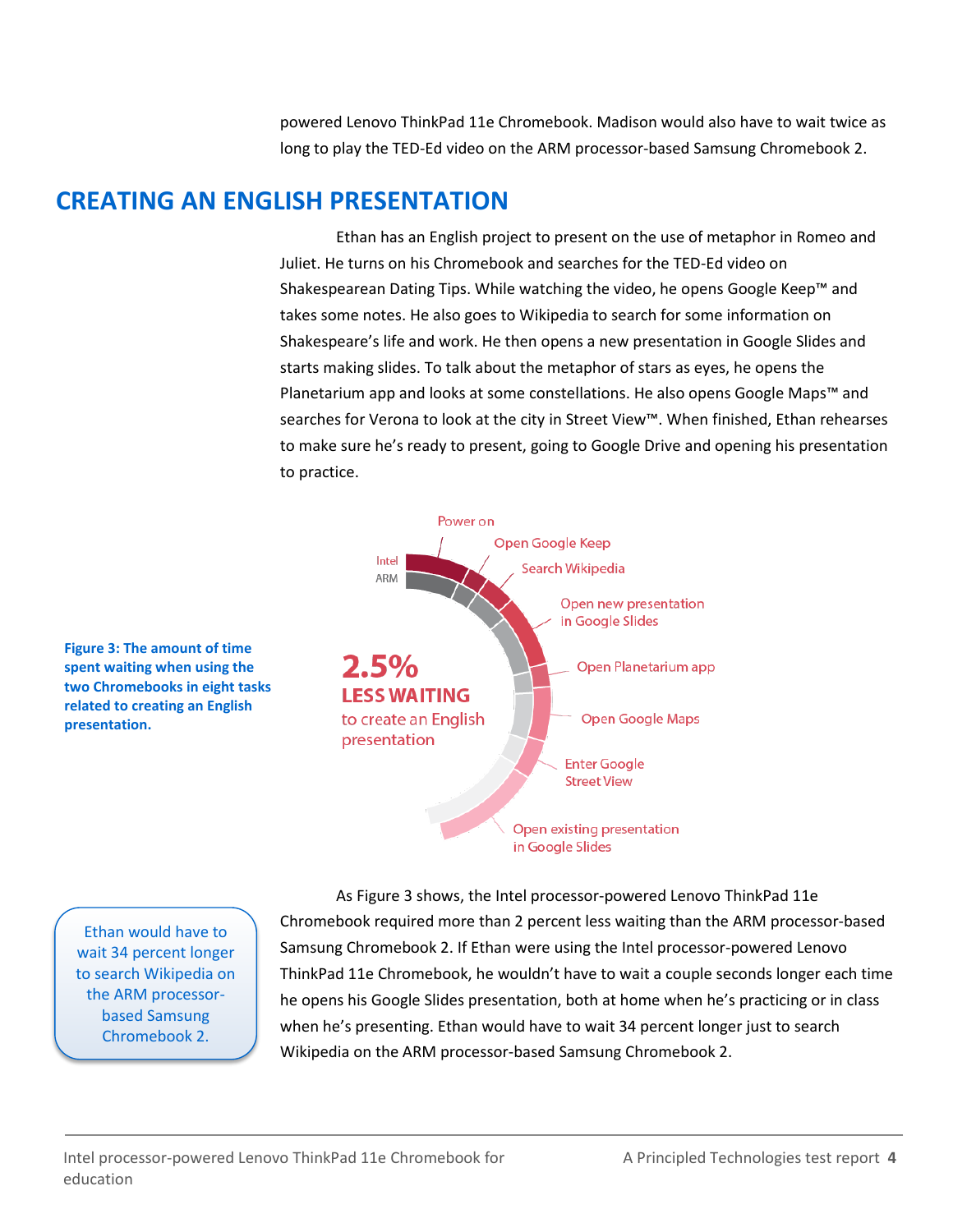powered Lenovo ThinkPad 11e Chromebook. Madison would also have to wait twice as long to play the TED-Ed video on the ARM processor-based Samsung Chromebook 2.

## CREATING AN ENGLISH PRESENTATION

Ethan has an English project to present on the use of metaphor in Romeo and Juliet. He turns on his Chromebook and searches for the TED-Ed video on Shakespearean Dating Tips. While watching the video, he opens Google Keep™ and takes some notes. He also goes to Wikipedia to search for some information on Shakespeare's life and work. He then opens a new presentation in Google Slides and starts making slides. To talk about the metaphor of stars as eyes, he opens the Planetarium app and looks at some constellations. He also opens Google Maps™ and searches for Verona to look at the city in Street View™. When finished, Ethan rehearses to make sure he's ready to present, going to Google Drive and opening his presentation to practice.

Intel
ARM

Power on
Open Google Keep
Search Wikipedia
Open new presentation in Google Slides
Open Planetarium app
Open Google Maps
Enter Google Street View
Open existing presentation in Google Slides

**2.5%**
**LESS WAITING**
to create an English presentation

**Figure 3: The amount of time spent waiting when using the two Chromebooks in eight tasks related to creating an English presentation.**

As Figure 3 shows, the Intel processor-powered Lenovo ThinkPad 11e Chromebook required more than 2 percent less waiting than the ARM processor-based Samsung Chromebook 2. If Ethan were using the Intel processor-powered Lenovo ThinkPad 11e Chromebook, he wouldn't have to wait a couple seconds longer each time he opens his Google Slides presentation, both at home when he's practicing or in class when he's presenting. Ethan would have to wait 34 percent longer just to search Wikipedia on the ARM processor-based Samsung Chromebook 2.

> Ethan would have to wait 34 percent longer to search Wikipedia on the ARM processor-based Samsung Chromebook 2.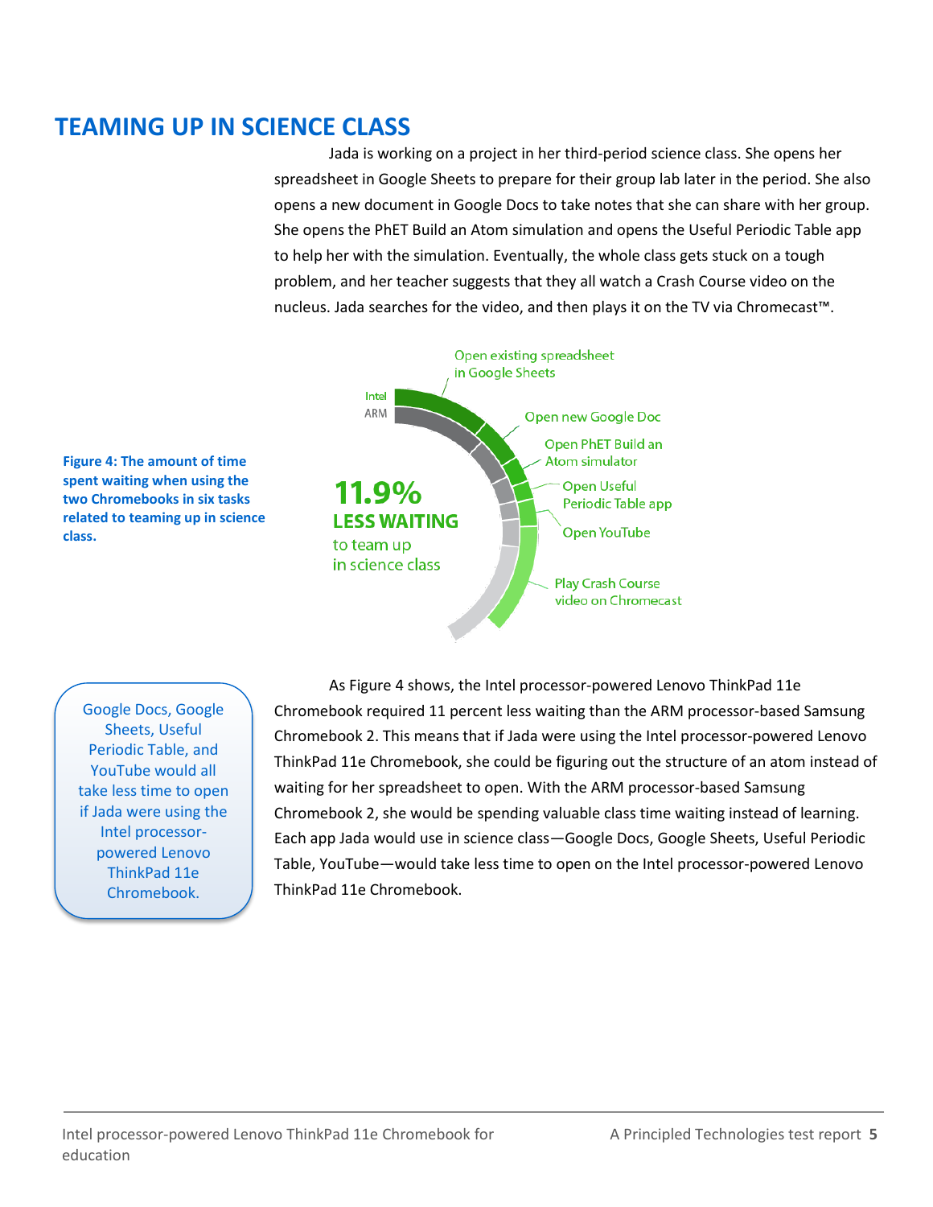## TEAMING UP IN SCIENCE CLASS

Jada is working on a project in her third-period science class. She opens her spreadsheet in Google Sheets to prepare for their group lab later in the period. She also opens a new document in Google Docs to take notes that she can share with her group. She opens the PhET Build an Atom simulation and opens the Useful Periodic Table app to help her with the simulation. Eventually, the whole class gets stuck on a tough problem, and her teacher suggests that they all watch a Crash Course video on the nucleus. Jada searches for the video, and then plays it on the TV via Chromecast™.

Intel
ARM

Open existing spreadsheet in Google Sheets
Open new Google Doc
Open PhET Build an Atom simulator
Open Useful Periodic Table app
Open YouTube
Play Crash Course video on Chromecast

**11.9%**
**LESS WAITING**
to team up in science class

**Figure 4: The amount of time spent waiting when using the two Chromebooks in six tasks related to teaming up in science class.**

Google Docs, Google Sheets, Useful Periodic Table, and YouTube would all take less time to open if Jada were using the Intel processor-powered Lenovo ThinkPad 11e Chromebook.

As Figure 4 shows, the Intel processor-powered Lenovo ThinkPad 11e Chromebook required 11 percent less waiting than the ARM processor-based Samsung Chromebook 2. This means that if Jada were using the Intel processor-powered Lenovo ThinkPad 11e Chromebook, she could be figuring out the structure of an atom instead of waiting for her spreadsheet to open. With the ARM processor-based Samsung Chromebook 2, she would be spending valuable class time waiting instead of learning. Each app Jada would use in science class—Google Docs, Google Sheets, Useful Periodic Table, YouTube—would take less time to open on the Intel processor-powered Lenovo ThinkPad 11e Chromebook.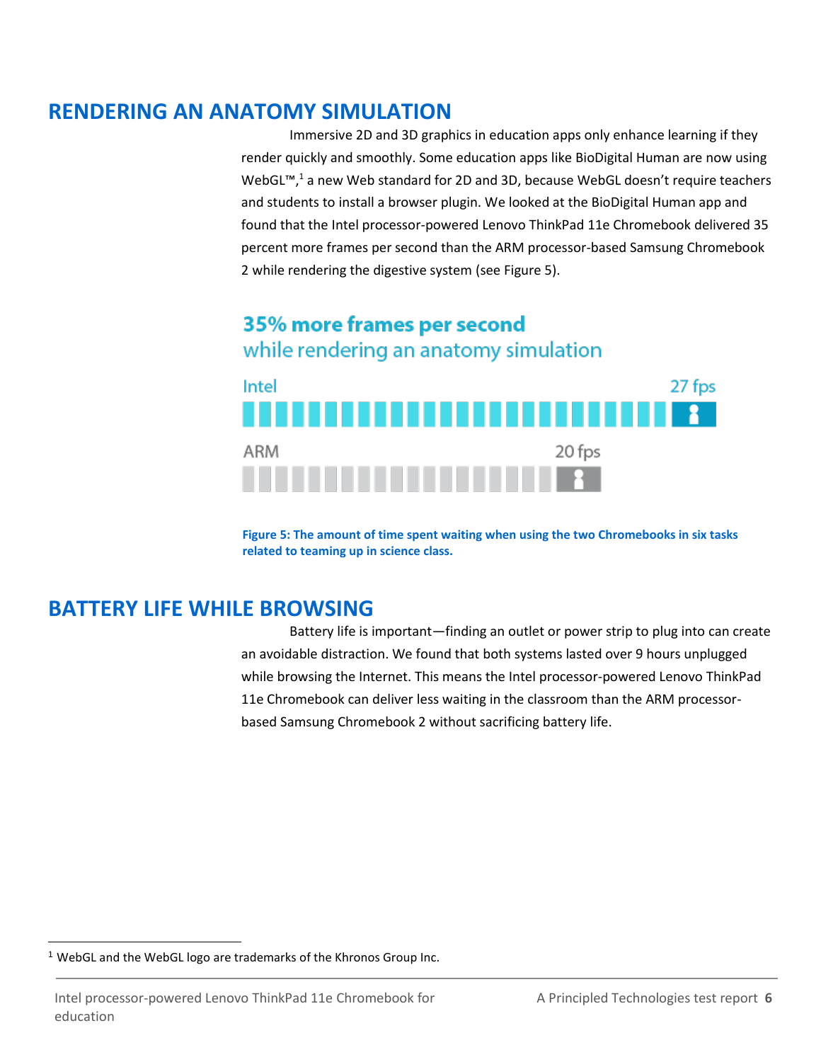## RENDERING AN ANATOMY SIMULATION

Immersive 2D and 3D graphics in education apps only enhance learning if they render quickly and smoothly. Some education apps like BioDigital Human are now using WebGL™,[1] a new Web standard for 2D and 3D, because WebGL doesn't require teachers and students to install a browser plugin. We looked at the BioDigital Human app and found that the Intel processor-powered Lenovo ThinkPad 11e Chromebook delivered 35 percent more frames per second than the ARM processor-based Samsung Chromebook 2 while rendering the digestive system (see Figure 5).

**35% more frames per second**
while rendering an anatomy simulation

| Processor | Frames per second |
|---|---|
| Intel | 27 fps |
| ARM | 20 fps |

**Figure 5: The amount of time spent waiting when using the two Chromebooks in six tasks related to teaming up in science class.**

## BATTERY LIFE WHILE BROWSING

Battery life is important—finding an outlet or power strip to plug into can create an avoidable distraction. We found that both systems lasted over 9 hours unplugged while browsing the Internet. This means the Intel processor-powered Lenovo ThinkPad 11e Chromebook can deliver less waiting in the classroom than the ARM processor-based Samsung Chromebook 2 without sacrificing battery life.

[1] WebGL and the WebGL logo are trademarks of the Khronos Group Inc.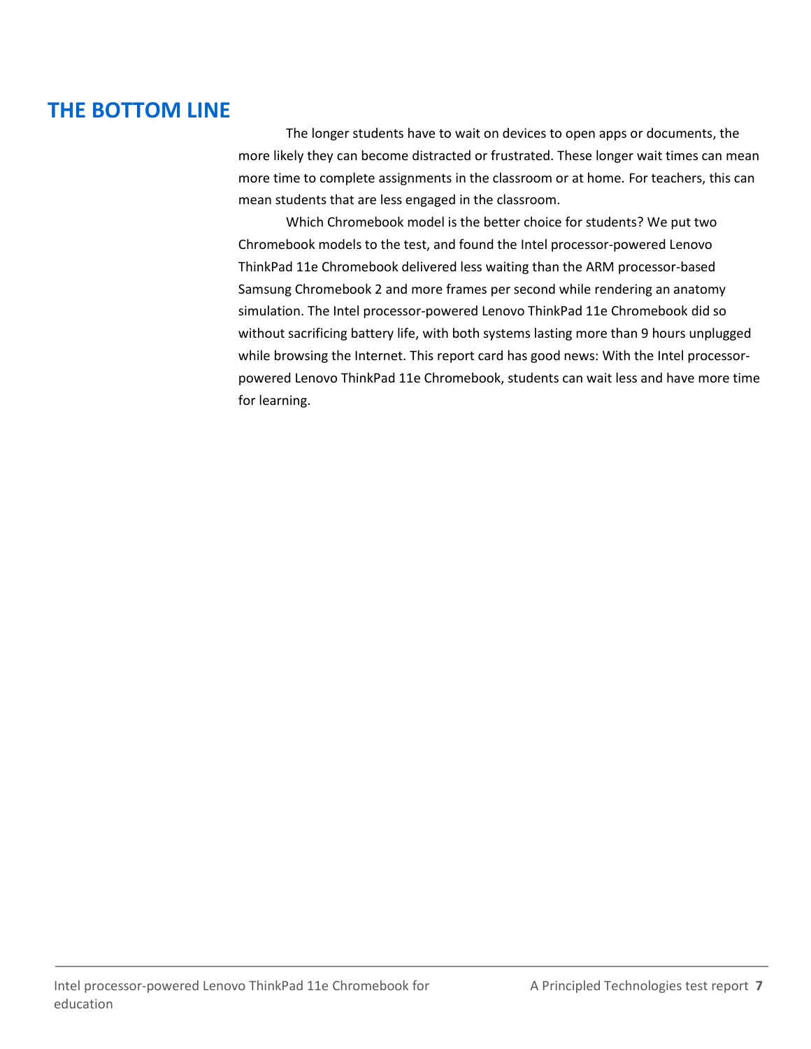## THE BOTTOM LINE

The longer students have to wait on devices to open apps or documents, the more likely they can become distracted or frustrated. These longer wait times can mean more time to complete assignments in the classroom or at home. For teachers, this can mean students that are less engaged in the classroom.

Which Chromebook model is the better choice for students? We put two Chromebook models to the test, and found the Intel processor-powered Lenovo ThinkPad 11e Chromebook delivered less waiting than the ARM processor-based Samsung Chromebook 2 and more frames per second while rendering an anatomy simulation. The Intel processor-powered Lenovo ThinkPad 11e Chromebook did so without sacrificing battery life, with both systems lasting more than 9 hours unplugged while browsing the Internet. This report card has good news: With the Intel processor-powered Lenovo ThinkPad 11e Chromebook, students can wait less and have more time for learning.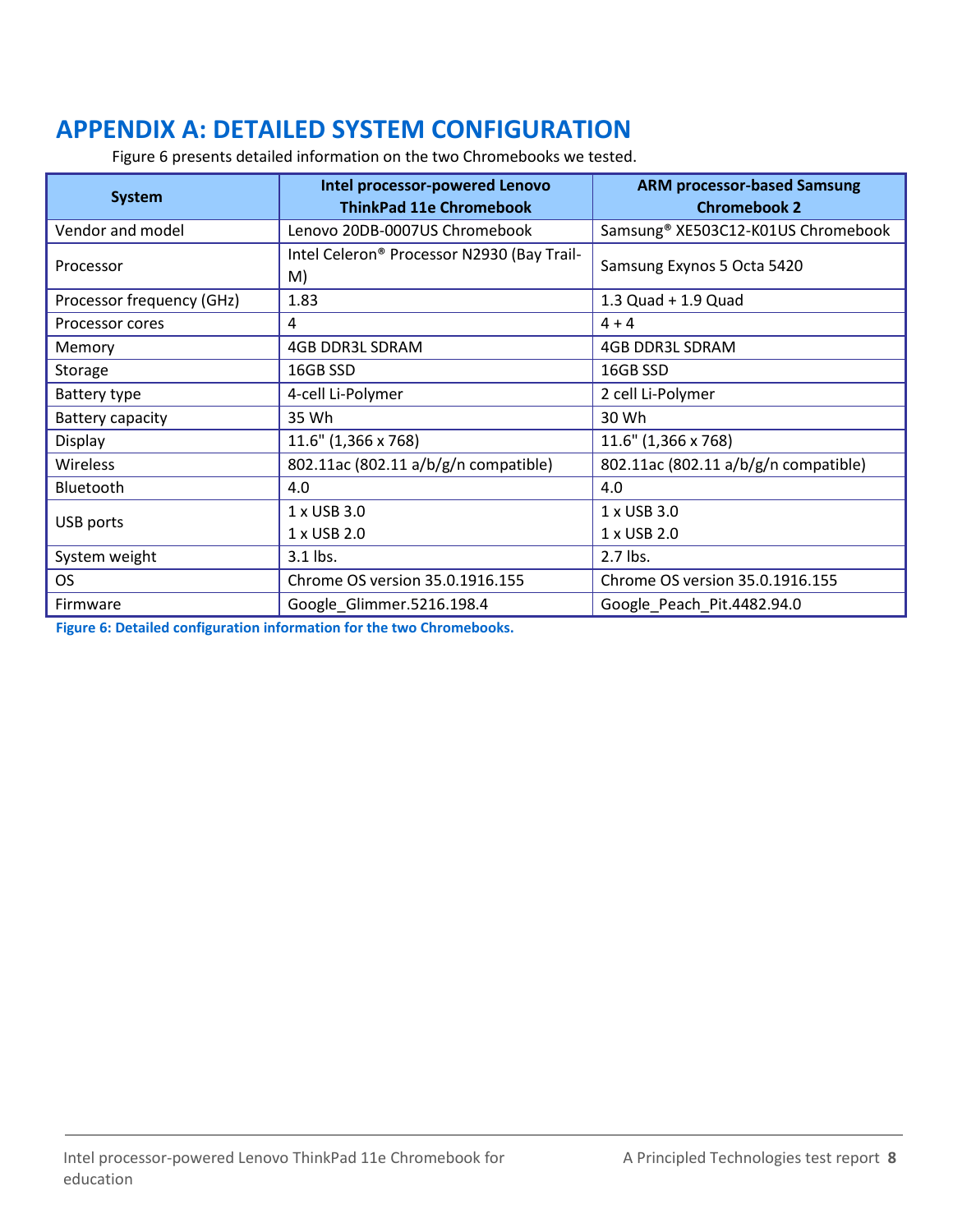# APPENDIX A: DETAILED SYSTEM CONFIGURATION

Figure 6 presents detailed information on the two Chromebooks we tested.

| System | Intel processor-powered Lenovo ThinkPad 11e Chromebook | ARM processor-based Samsung Chromebook 2 |
|---|---|---|
| Vendor and model | Lenovo 20DB-0007US Chromebook | Samsung® XE503C12-K01US Chromebook |
| Processor | Intel Celeron® Processor N2930 (Bay Trail-M) | Samsung Exynos 5 Octa 5420 |
| Processor frequency (GHz) | 1.83 | 1.3 Quad + 1.9 Quad |
| Processor cores | 4 | 4 + 4 |
| Memory | 4GB DDR3L SDRAM | 4GB DDR3L SDRAM |
| Storage | 16GB SSD | 16GB SSD |
| Battery type | 4-cell Li-Polymer | 2 cell Li-Polymer |
| Battery capacity | 35 Wh | 30 Wh |
| Display | 11.6" (1,366 x 768) | 11.6" (1,366 x 768) |
| Wireless | 802.11ac (802.11 a/b/g/n compatible) | 802.11ac (802.11 a/b/g/n compatible) |
| Bluetooth | 4.0 | 4.0 |
| USB ports | 1 x USB 3.0<br>1 x USB 2.0 | 1 x USB 3.0<br>1 x USB 2.0 |
| System weight | 3.1 lbs. | 2.7 lbs. |
| OS | Chrome OS version 35.0.1916.155 | Chrome OS version 35.0.1916.155 |
| Firmware | Google_Glimmer.5216.198.4 | Google_Peach_Pit.4482.94.0 |

**Figure 6: Detailed configuration information for the two Chromebooks.**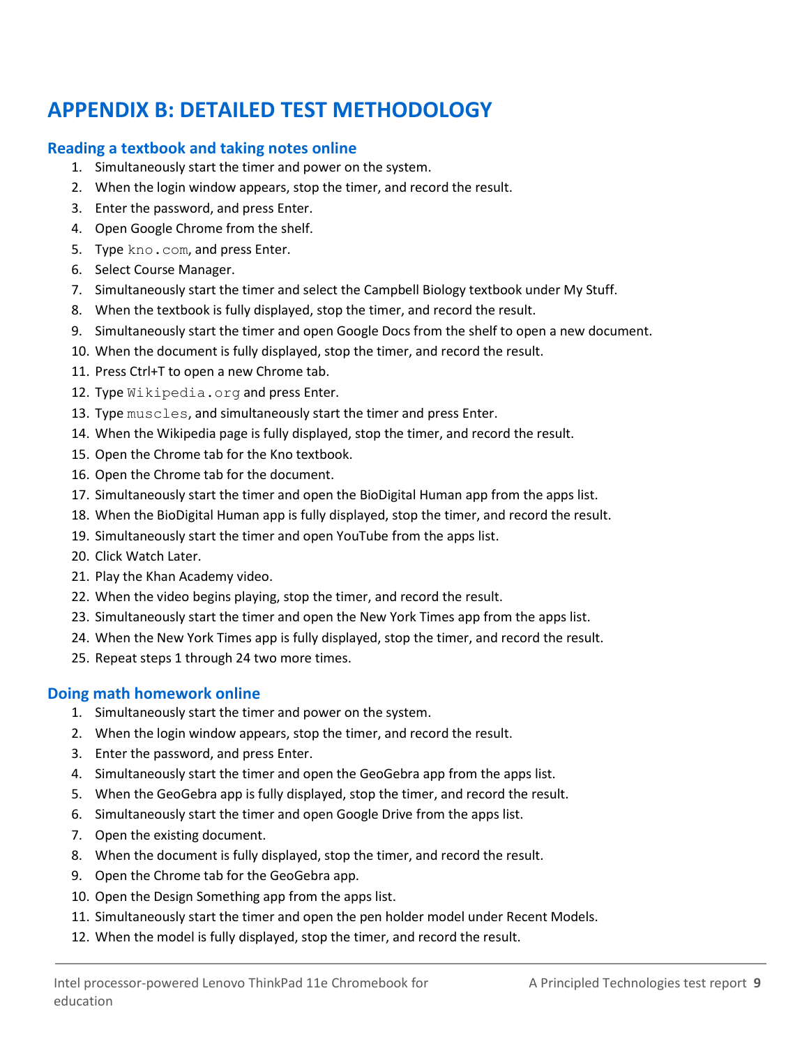# APPENDIX B: DETAILED TEST METHODOLOGY

## Reading a textbook and taking notes online

1. Simultaneously start the timer and power on the system.
2. When the login window appears, stop the timer, and record the result.
3. Enter the password, and press Enter.
4. Open Google Chrome from the shelf.
5. Type `kno.com`, and press Enter.
6. Select Course Manager.
7. Simultaneously start the timer and select the Campbell Biology textbook under My Stuff.
8. When the textbook is fully displayed, stop the timer, and record the result.
9. Simultaneously start the timer and open Google Docs from the shelf to open a new document.
10. When the document is fully displayed, stop the timer, and record the result.
11. Press Ctrl+T to open a new Chrome tab.
12. Type `Wikipedia.org` and press Enter.
13. Type `muscles`, and simultaneously start the timer and press Enter.
14. When the Wikipedia page is fully displayed, stop the timer, and record the result.
15. Open the Chrome tab for the Kno textbook.
16. Open the Chrome tab for the document.
17. Simultaneously start the timer and open the BioDigital Human app from the apps list.
18. When the BioDigital Human app is fully displayed, stop the timer, and record the result.
19. Simultaneously start the timer and open YouTube from the apps list.
20. Click Watch Later.
21. Play the Khan Academy video.
22. When the video begins playing, stop the timer, and record the result.
23. Simultaneously start the timer and open the New York Times app from the apps list.
24. When the New York Times app is fully displayed, stop the timer, and record the result.
25. Repeat steps 1 through 24 two more times.

## Doing math homework online

1. Simultaneously start the timer and power on the system.
2. When the login window appears, stop the timer, and record the result.
3. Enter the password, and press Enter.
4. Simultaneously start the timer and open the GeoGebra app from the apps list.
5. When the GeoGebra app is fully displayed, stop the timer, and record the result.
6. Simultaneously start the timer and open Google Drive from the apps list.
7. Open the existing document.
8. When the document is fully displayed, stop the timer, and record the result.
9. Open the Chrome tab for the GeoGebra app.
10. Open the Design Something app from the apps list.
11. Simultaneously start the timer and open the pen holder model under Recent Models.
12. When the model is fully displayed, stop the timer, and record the result.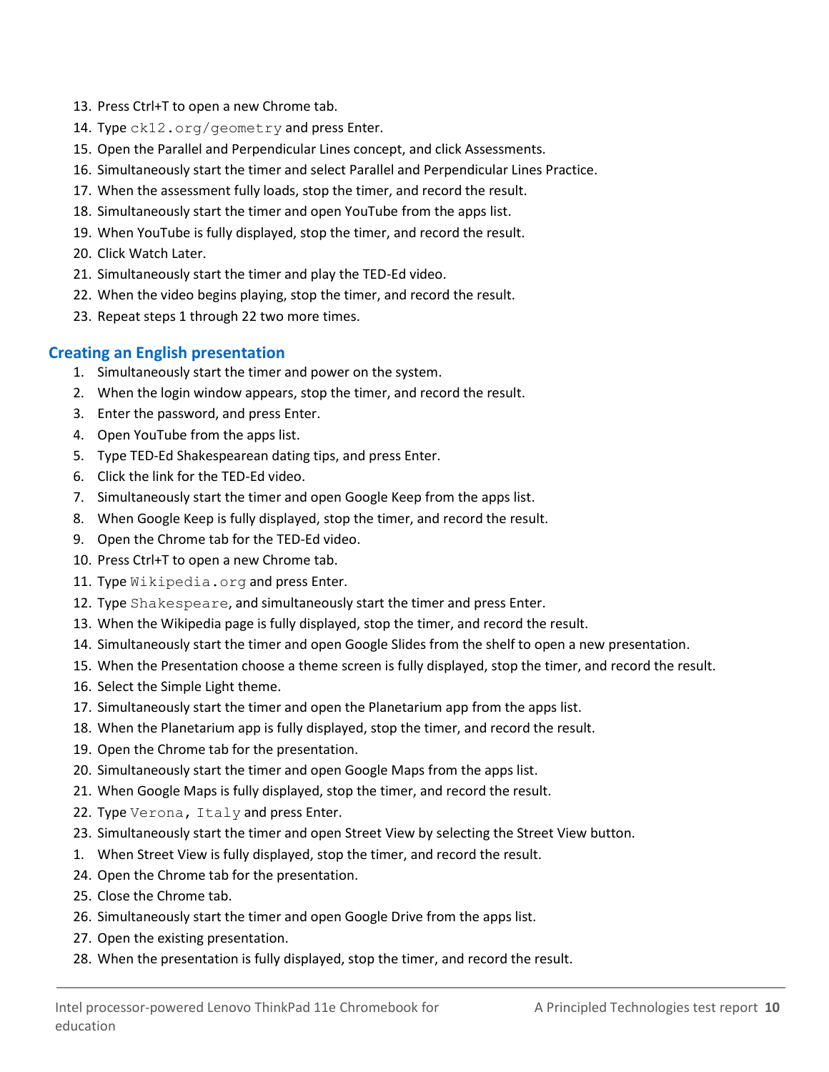13. Press Ctrl+T to open a new Chrome tab.
14. Type `ck12.org/geometry` and press Enter.
15. Open the Parallel and Perpendicular Lines concept, and click Assessments.
16. Simultaneously start the timer and select Parallel and Perpendicular Lines Practice.
17. When the assessment fully loads, stop the timer, and record the result.
18. Simultaneously start the timer and open YouTube from the apps list.
19. When YouTube is fully displayed, stop the timer, and record the result.
20. Click Watch Later.
21. Simultaneously start the timer and play the TED-Ed video.
22. When the video begins playing, stop the timer, and record the result.
23. Repeat steps 1 through 22 two more times.

## Creating an English presentation

1. Simultaneously start the timer and power on the system.
2. When the login window appears, stop the timer, and record the result.
3. Enter the password, and press Enter.
4. Open YouTube from the apps list.
5. Type TED-Ed Shakespearean dating tips, and press Enter.
6. Click the link for the TED-Ed video.
7. Simultaneously start the timer and open Google Keep from the apps list.
8. When Google Keep is fully displayed, stop the timer, and record the result.
9. Open the Chrome tab for the TED-Ed video.
10. Press Ctrl+T to open a new Chrome tab.
11. Type `Wikipedia.org` and press Enter.
12. Type `Shakespeare`, and simultaneously start the timer and press Enter.
13. When the Wikipedia page is fully displayed, stop the timer, and record the result.
14. Simultaneously start the timer and open Google Slides from the shelf to open a new presentation.
15. When the Presentation choose a theme screen is fully displayed, stop the timer, and record the result.
16. Select the Simple Light theme.
17. Simultaneously start the timer and open the Planetarium app from the apps list.
18. When the Planetarium app is fully displayed, stop the timer, and record the result.
19. Open the Chrome tab for the presentation.
20. Simultaneously start the timer and open Google Maps from the apps list.
21. When Google Maps is fully displayed, stop the timer, and record the result.
22. Type `Verona, Italy` and press Enter.
23. Simultaneously start the timer and open Street View by selecting the Street View button.

1. When Street View is fully displayed, stop the timer, and record the result.

24. Open the Chrome tab for the presentation.
25. Close the Chrome tab.
26. Simultaneously start the timer and open Google Drive from the apps list.
27. Open the existing presentation.
28. When the presentation is fully displayed, stop the timer, and record the result.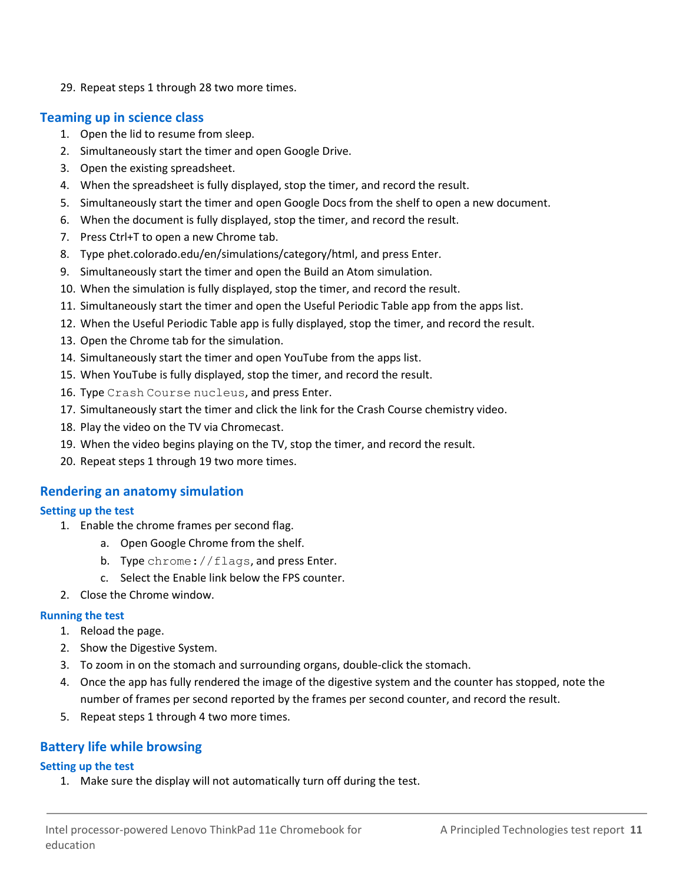29. Repeat steps 1 through 28 two more times.

## Teaming up in science class

1. Open the lid to resume from sleep.
2. Simultaneously start the timer and open Google Drive.
3. Open the existing spreadsheet.
4. When the spreadsheet is fully displayed, stop the timer, and record the result.
5. Simultaneously start the timer and open Google Docs from the shelf to open a new document.
6. When the document is fully displayed, stop the timer, and record the result.
7. Press Ctrl+T to open a new Chrome tab.
8. Type phet.colorado.edu/en/simulations/category/html, and press Enter.
9. Simultaneously start the timer and open the Build an Atom simulation.
10. When the simulation is fully displayed, stop the timer, and record the result.
11. Simultaneously start the timer and open the Useful Periodic Table app from the apps list.
12. When the Useful Periodic Table app is fully displayed, stop the timer, and record the result.
13. Open the Chrome tab for the simulation.
14. Simultaneously start the timer and open YouTube from the apps list.
15. When YouTube is fully displayed, stop the timer, and record the result.
16. Type `Crash Course nucleus`, and press Enter.
17. Simultaneously start the timer and click the link for the Crash Course chemistry video.
18. Play the video on the TV via Chromecast.
19. When the video begins playing on the TV, stop the timer, and record the result.
20. Repeat steps 1 through 19 two more times.

## Rendering an anatomy simulation

### Setting up the test

1. Enable the chrome frames per second flag.
   a. Open Google Chrome from the shelf.
   b. Type `chrome://flags`, and press Enter.
   c. Select the Enable link below the FPS counter.
2. Close the Chrome window.

### Running the test

1. Reload the page.
2. Show the Digestive System.
3. To zoom in on the stomach and surrounding organs, double-click the stomach.
4. Once the app has fully rendered the image of the digestive system and the counter has stopped, note the number of frames per second reported by the frames per second counter, and record the result.
5. Repeat steps 1 through 4 two more times.

## Battery life while browsing

### Setting up the test

1. Make sure the display will not automatically turn off during the test.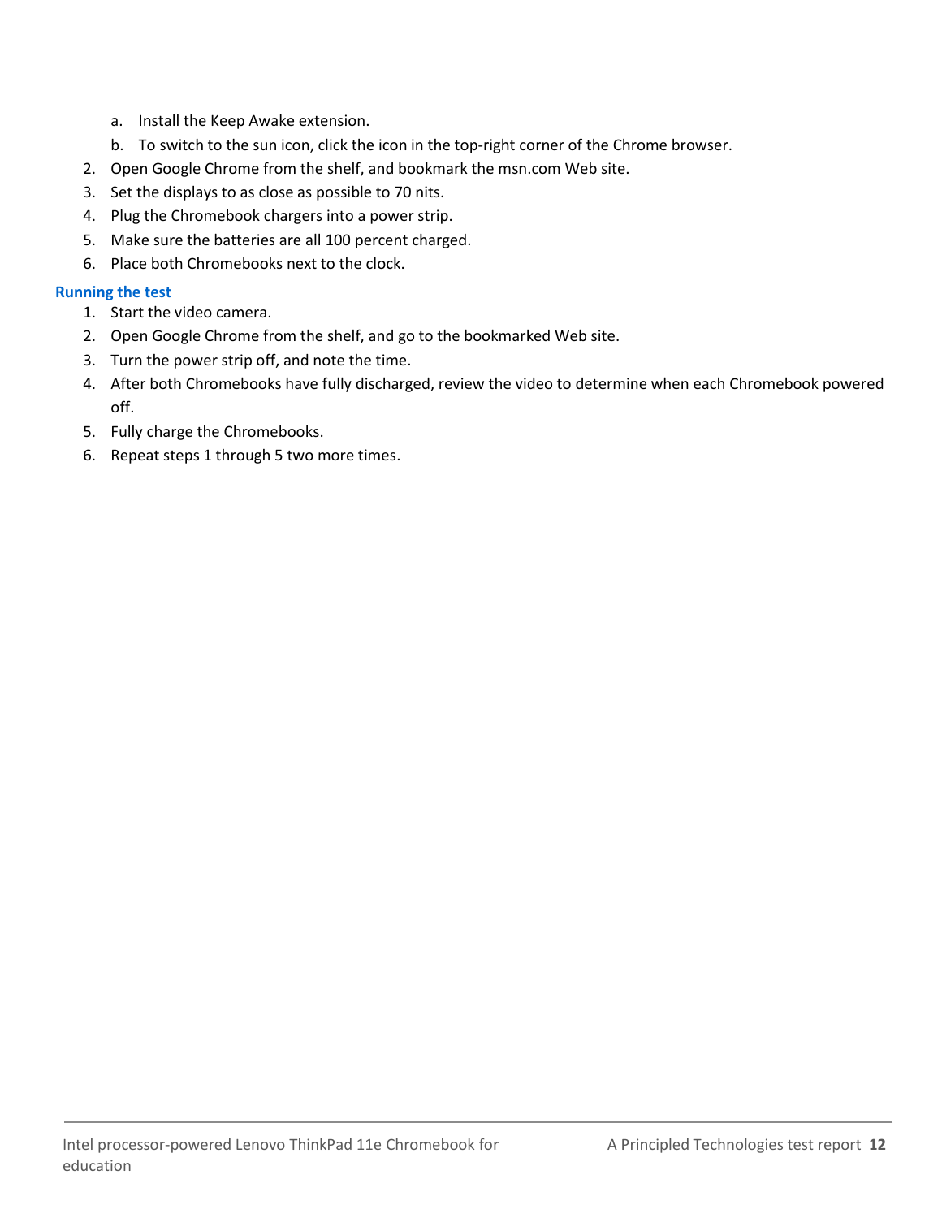a. Install the Keep Awake extension.
   b. To switch to the sun icon, click the icon in the top-right corner of the Chrome browser.
2. Open Google Chrome from the shelf, and bookmark the msn.com Web site.
3. Set the displays to as close as possible to 70 nits.
4. Plug the Chromebook chargers into a power strip.
5. Make sure the batteries are all 100 percent charged.
6. Place both Chromebooks next to the clock.

### Running the test

1. Start the video camera.
2. Open Google Chrome from the shelf, and go to the bookmarked Web site.
3. Turn the power strip off, and note the time.
4. After both Chromebooks have fully discharged, review the video to determine when each Chromebook powered off.
5. Fully charge the Chromebooks.
6. Repeat steps 1 through 5 two more times.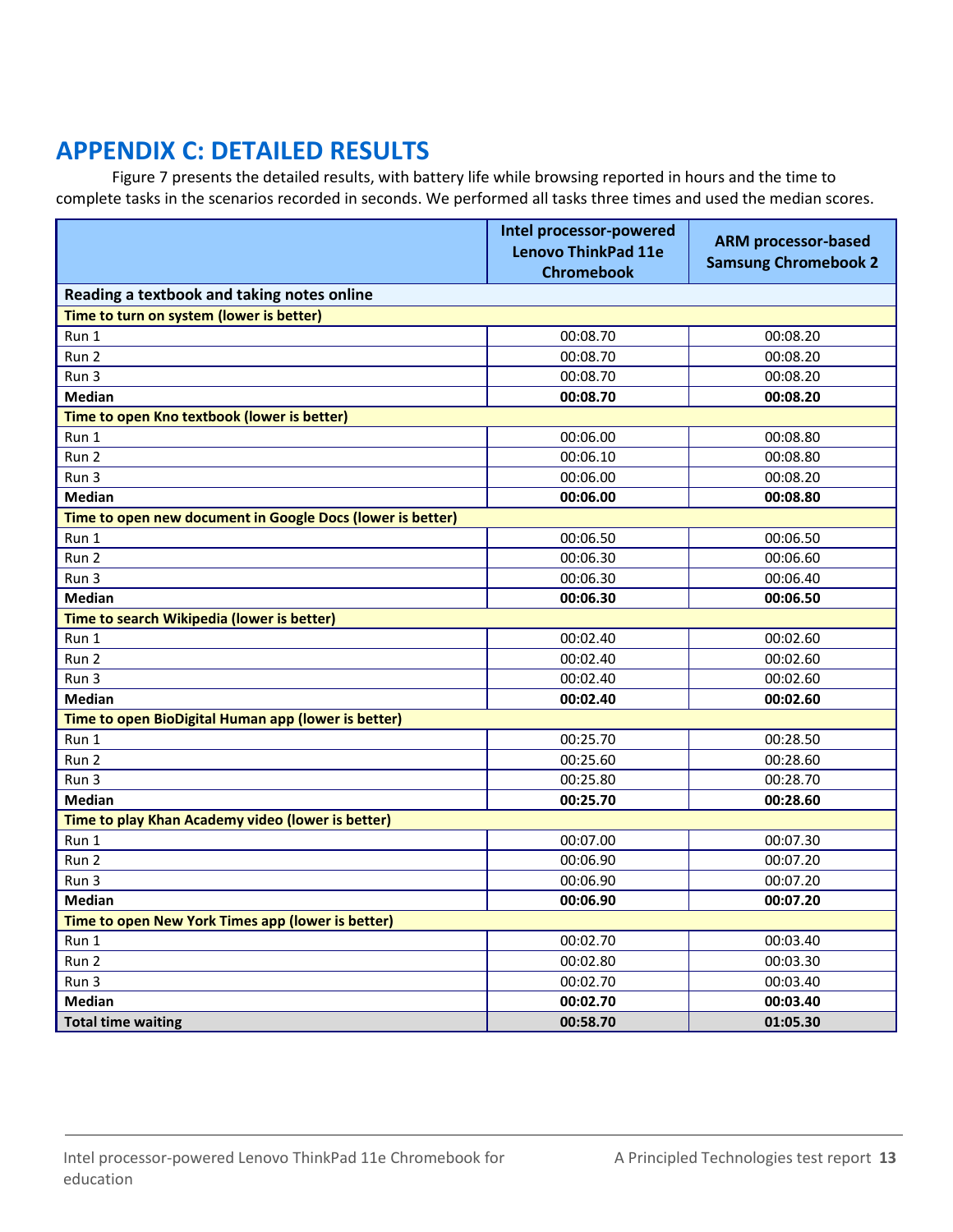## APPENDIX C: DETAILED RESULTS

Figure 7 presents the detailed results, with battery life while browsing reported in hours and the time to complete tasks in the scenarios recorded in seconds. We performed all tasks three times and used the median scores.

| | Intel processor-powered Lenovo ThinkPad 11e Chromebook | ARM processor-based Samsung Chromebook 2 |
|---|---|---|
| **Reading a textbook and taking notes online** | | |
| **Time to turn on system (lower is better)** | | |
| Run 1 | 00:08.70 | 00:08.20 |
| Run 2 | 00:08.70 | 00:08.20 |
| Run 3 | 00:08.70 | 00:08.20 |
| **Median** | **00:08.70** | **00:08.20** |
| **Time to open Kno textbook (lower is better)** | | |
| Run 1 | 00:06.00 | 00:08.80 |
| Run 2 | 00:06.10 | 00:08.80 |
| Run 3 | 00:06.00 | 00:08.20 |
| **Median** | **00:06.00** | **00:08.80** |
| **Time to open new document in Google Docs (lower is better)** | | |
| Run 1 | 00:06.50 | 00:06.50 |
| Run 2 | 00:06.30 | 00:06.60 |
| Run 3 | 00:06.30 | 00:06.40 |
| **Median** | **00:06.30** | **00:06.50** |
| **Time to search Wikipedia (lower is better)** | | |
| Run 1 | 00:02.40 | 00:02.60 |
| Run 2 | 00:02.40 | 00:02.60 |
| Run 3 | 00:02.40 | 00:02.60 |
| **Median** | **00:02.40** | **00:02.60** |
| **Time to open BioDigital Human app (lower is better)** | | |
| Run 1 | 00:25.70 | 00:28.50 |
| Run 2 | 00:25.60 | 00:28.60 |
| Run 3 | 00:25.80 | 00:28.70 |
| **Median** | **00:25.70** | **00:28.60** |
| **Time to play Khan Academy video (lower is better)** | | |
| Run 1 | 00:07.00 | 00:07.30 |
| Run 2 | 00:06.90 | 00:07.20 |
| Run 3 | 00:06.90 | 00:07.20 |
| **Median** | **00:06.90** | **00:07.20** |
| **Time to open New York Times app (lower is better)** | | |
| Run 1 | 00:02.70 | 00:03.40 |
| Run 2 | 00:02.80 | 00:03.30 |
| Run 3 | 00:02.70 | 00:03.40 |
| **Median** | **00:02.70** | **00:03.40** |
| **Total time waiting** | **00:58.70** | **01:05.30** |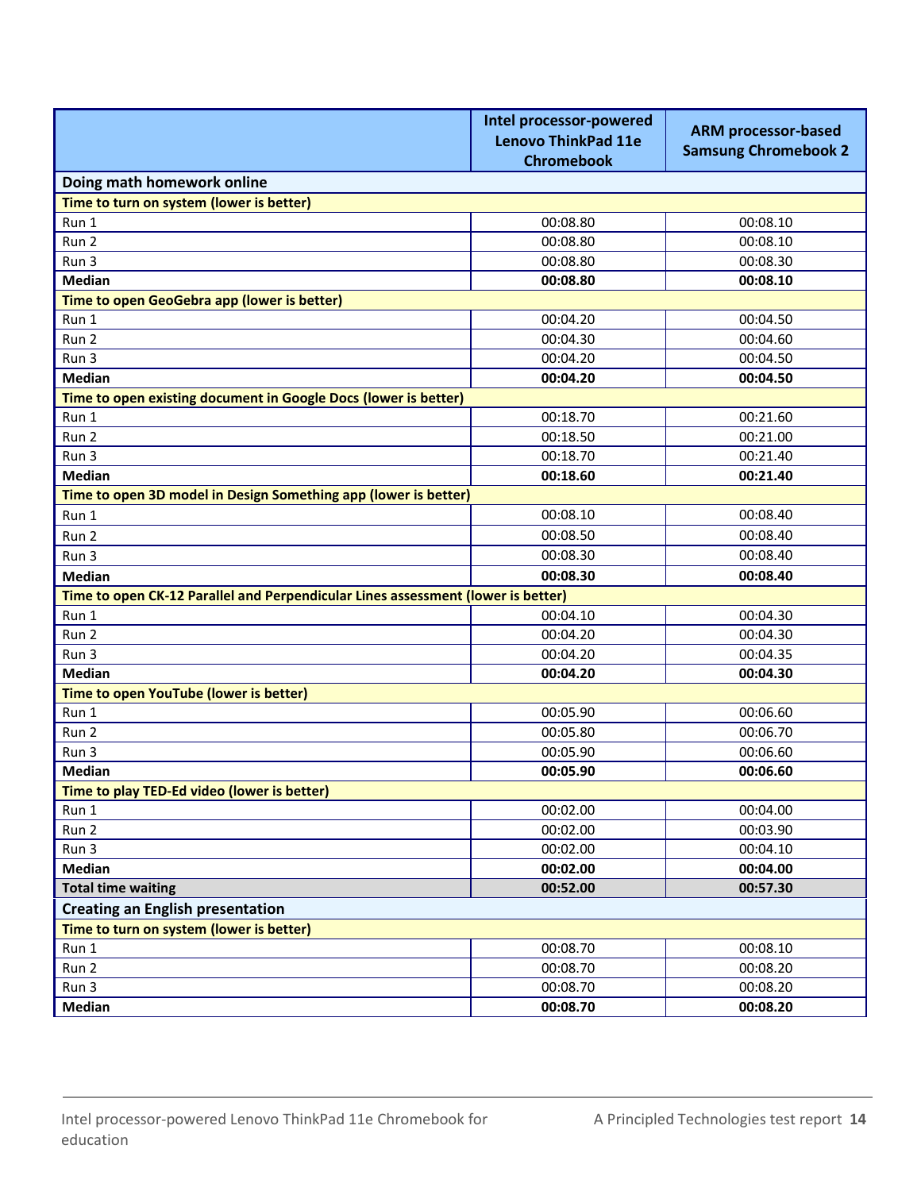| | Intel processor-powered Lenovo ThinkPad 11e Chromebook | ARM processor-based Samsung Chromebook 2 |
|---|---|---|
| **Doing math homework online** | | |
| **Time to turn on system (lower is better)** | | |
| Run 1 | 00:08.80 | 00:08.10 |
| Run 2 | 00:08.80 | 00:08.10 |
| Run 3 | 00:08.80 | 00:08.30 |
| **Median** | **00:08.80** | **00:08.10** |
| **Time to open GeoGebra app (lower is better)** | | |
| Run 1 | 00:04.20 | 00:04.50 |
| Run 2 | 00:04.30 | 00:04.60 |
| Run 3 | 00:04.20 | 00:04.50 |
| **Median** | **00:04.20** | **00:04.50** |
| **Time to open existing document in Google Docs (lower is better)** | | |
| Run 1 | 00:18.70 | 00:21.60 |
| Run 2 | 00:18.50 | 00:21.00 |
| Run 3 | 00:18.70 | 00:21.40 |
| **Median** | **00:18.60** | **00:21.40** |
| **Time to open 3D model in Design Something app (lower is better)** | | |
| Run 1 | 00:08.10 | 00:08.40 |
| Run 2 | 00:08.50 | 00:08.40 |
| Run 3 | 00:08.30 | 00:08.40 |
| **Median** | **00:08.30** | **00:08.40** |
| **Time to open CK-12 Parallel and Perpendicular Lines assessment (lower is better)** | | |
| Run 1 | 00:04.10 | 00:04.30 |
| Run 2 | 00:04.20 | 00:04.30 |
| Run 3 | 00:04.20 | 00:04.35 |
| **Median** | **00:04.20** | **00:04.30** |
| **Time to open YouTube (lower is better)** | | |
| Run 1 | 00:05.90 | 00:06.60 |
| Run 2 | 00:05.80 | 00:06.70 |
| Run 3 | 00:05.90 | 00:06.60 |
| **Median** | **00:05.90** | **00:06.60** |
| **Time to play TED-Ed video (lower is better)** | | |
| Run 1 | 00:02.00 | 00:04.00 |
| Run 2 | 00:02.00 | 00:03.90 |
| Run 3 | 00:02.00 | 00:04.10 |
| **Median** | **00:02.00** | **00:04.00** |
| **Total time waiting** | **00:52.00** | **00:57.30** |
| **Creating an English presentation** | | |
| **Time to turn on system (lower is better)** | | |
| Run 1 | 00:08.70 | 00:08.10 |
| Run 2 | 00:08.70 | 00:08.20 |
| Run 3 | 00:08.70 | 00:08.20 |
| **Median** | **00:08.70** | **00:08.20** |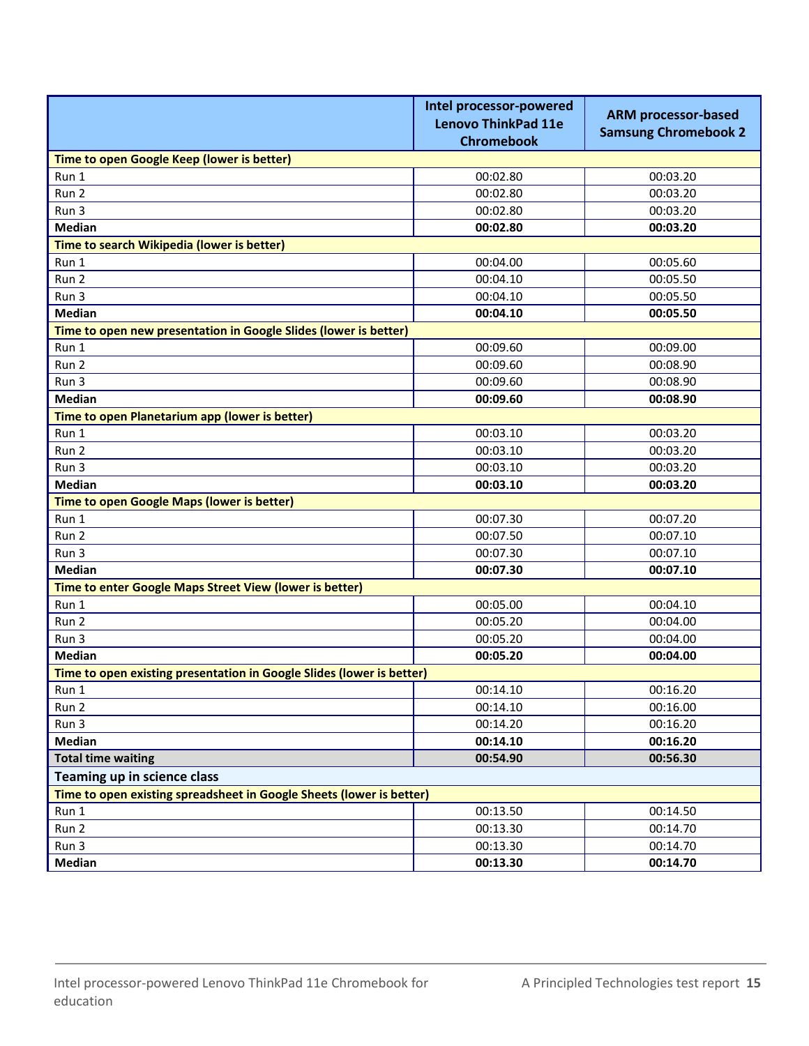| | Intel processor-powered Lenovo ThinkPad 11e Chromebook | ARM processor-based Samsung Chromebook 2 |
|---|---|---|
| **Time to open Google Keep (lower is better)** | | |
| Run 1 | 00:02.80 | 00:03.20 |
| Run 2 | 00:02.80 | 00:03.20 |
| Run 3 | 00:02.80 | 00:03.20 |
| **Median** | **00:02.80** | **00:03.20** |
| **Time to search Wikipedia (lower is better)** | | |
| Run 1 | 00:04.00 | 00:05.60 |
| Run 2 | 00:04.10 | 00:05.50 |
| Run 3 | 00:04.10 | 00:05.50 |
| **Median** | **00:04.10** | **00:05.50** |
| **Time to open new presentation in Google Slides (lower is better)** | | |
| Run 1 | 00:09.60 | 00:09.00 |
| Run 2 | 00:09.60 | 00:08.90 |
| Run 3 | 00:09.60 | 00:08.90 |
| **Median** | **00:09.60** | **00:08.90** |
| **Time to open Planetarium app (lower is better)** | | |
| Run 1 | 00:03.10 | 00:03.20 |
| Run 2 | 00:03.10 | 00:03.20 |
| Run 3 | 00:03.10 | 00:03.20 |
| **Median** | **00:03.10** | **00:03.20** |
| **Time to open Google Maps (lower is better)** | | |
| Run 1 | 00:07.30 | 00:07.20 |
| Run 2 | 00:07.50 | 00:07.10 |
| Run 3 | 00:07.30 | 00:07.10 |
| **Median** | **00:07.30** | **00:07.10** |
| **Time to enter Google Maps Street View (lower is better)** | | |
| Run 1 | 00:05.00 | 00:04.10 |
| Run 2 | 00:05.20 | 00:04.00 |
| Run 3 | 00:05.20 | 00:04.00 |
| **Median** | **00:05.20** | **00:04.00** |
| **Time to open existing presentation in Google Slides (lower is better)** | | |
| Run 1 | 00:14.10 | 00:16.20 |
| Run 2 | 00:14.10 | 00:16.00 |
| Run 3 | 00:14.20 | 00:16.20 |
| **Median** | **00:14.10** | **00:16.20** |
| **Total time waiting** | **00:54.90** | **00:56.30** |
| **Teaming up in science class** | | |
| **Time to open existing spreadsheet in Google Sheets (lower is better)** | | |
| Run 1 | 00:13.50 | 00:14.50 |
| Run 2 | 00:13.30 | 00:14.70 |
| Run 3 | 00:13.30 | 00:14.70 |
| **Median** | **00:13.30** | **00:14.70** |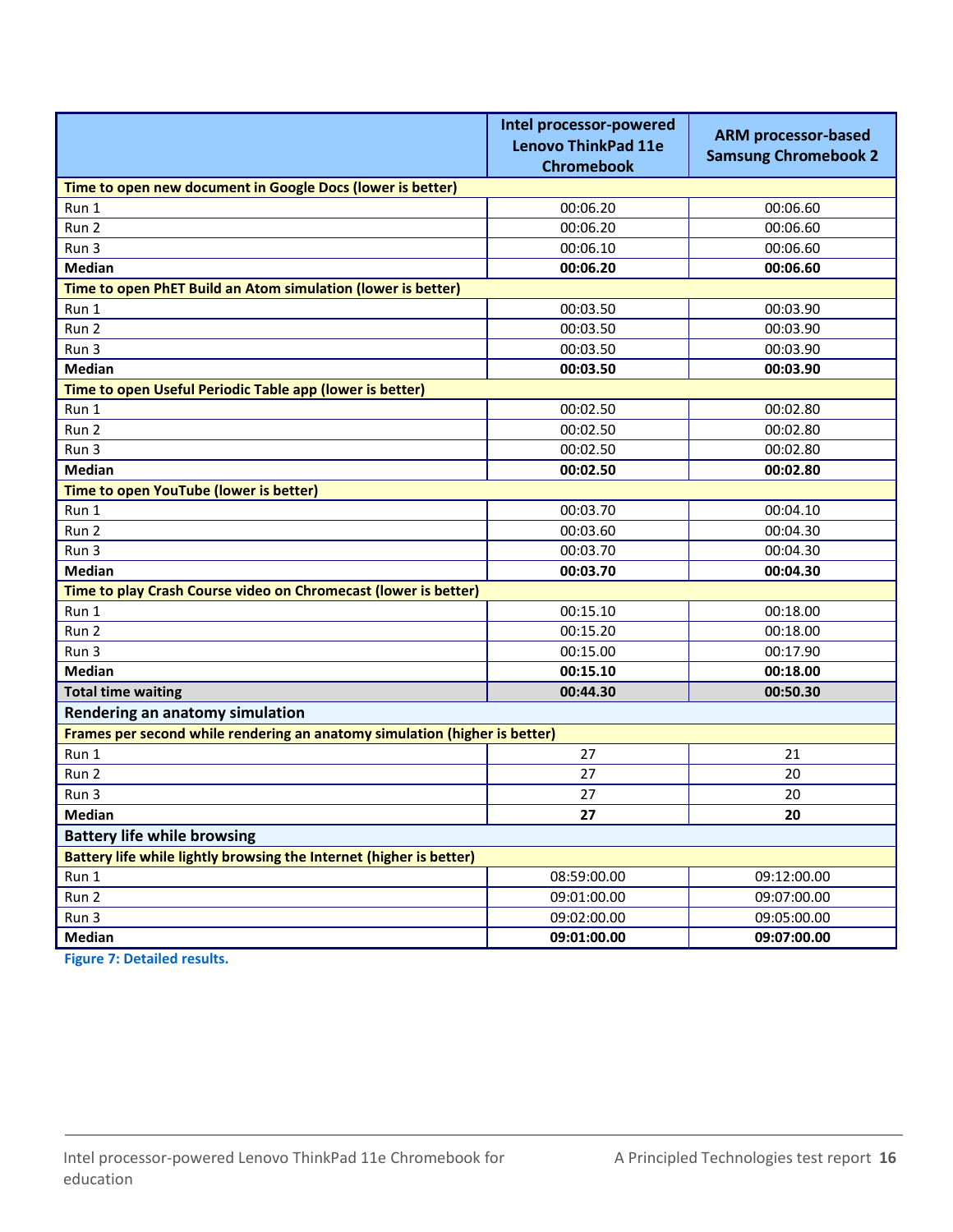| | Intel processor-powered Lenovo ThinkPad 11e Chromebook | ARM processor-based Samsung Chromebook 2 |
|---|---|---|
| **Time to open new document in Google Docs (lower is better)** | | |
| Run 1 | 00:06.20 | 00:06.60 |
| Run 2 | 00:06.20 | 00:06.60 |
| Run 3 | 00:06.10 | 00:06.60 |
| **Median** | **00:06.20** | **00:06.60** |
| **Time to open PhET Build an Atom simulation (lower is better)** | | |
| Run 1 | 00:03.50 | 00:03.90 |
| Run 2 | 00:03.50 | 00:03.90 |
| Run 3 | 00:03.50 | 00:03.90 |
| **Median** | **00:03.50** | **00:03.90** |
| **Time to open Useful Periodic Table app (lower is better)** | | |
| Run 1 | 00:02.50 | 00:02.80 |
| Run 2 | 00:02.50 | 00:02.80 |
| Run 3 | 00:02.50 | 00:02.80 |
| **Median** | **00:02.50** | **00:02.80** |
| **Time to open YouTube (lower is better)** | | |
| Run 1 | 00:03.70 | 00:04.10 |
| Run 2 | 00:03.60 | 00:04.30 |
| Run 3 | 00:03.70 | 00:04.30 |
| **Median** | **00:03.70** | **00:04.30** |
| **Time to play Crash Course video on Chromecast (lower is better)** | | |
| Run 1 | 00:15.10 | 00:18.00 |
| Run 2 | 00:15.20 | 00:18.00 |
| Run 3 | 00:15.00 | 00:17.90 |
| **Median** | **00:15.10** | **00:18.00** |
| **Total time waiting** | **00:44.30** | **00:50.30** |
| **Rendering an anatomy simulation** | | |
| **Frames per second while rendering an anatomy simulation (higher is better)** | | |
| Run 1 | 27 | 21 |
| Run 2 | 27 | 20 |
| Run 3 | 27 | 20 |
| **Median** | **27** | **20** |
| **Battery life while browsing** | | |
| **Battery life while lightly browsing the Internet (higher is better)** | | |
| Run 1 | 08:59:00.00 | 09:12:00.00 |
| Run 2 | 09:01:00.00 | 09:07:00.00 |
| Run 3 | 09:02:00.00 | 09:05:00.00 |
| **Median** | **09:01:00.00** | **09:07:00.00** |

**Figure 7: Detailed results.**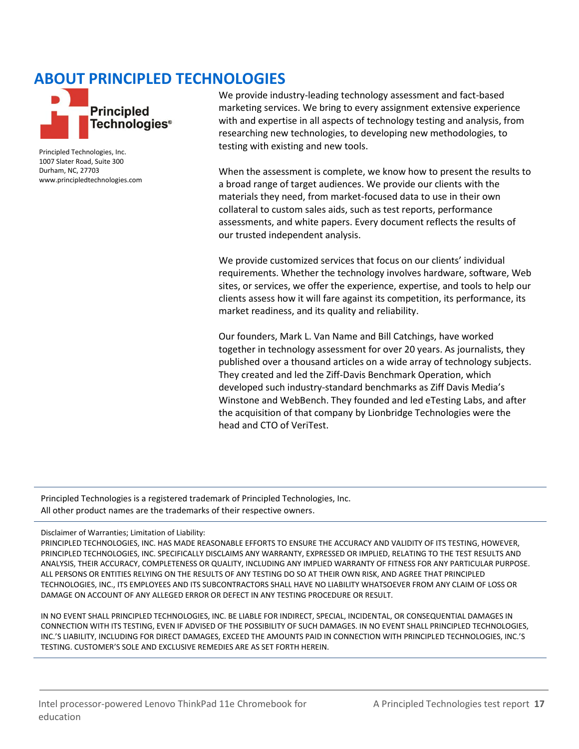# ABOUT PRINCIPLED TECHNOLOGIES

Principled Technologies, Inc.
1007 Slater Road, Suite 300
Durham, NC, 27703
www.principledtechnologies.com

We provide industry-leading technology assessment and fact-based marketing services. We bring to every assignment extensive experience with and expertise in all aspects of technology testing and analysis, from researching new technologies, to developing new methodologies, to testing with existing and new tools.

When the assessment is complete, we know how to present the results to a broad range of target audiences. We provide our clients with the materials they need, from market-focused data to use in their own collateral to custom sales aids, such as test reports, performance assessments, and white papers. Every document reflects the results of our trusted independent analysis.

We provide customized services that focus on our clients' individual requirements. Whether the technology involves hardware, software, Web sites, or services, we offer the experience, expertise, and tools to help our clients assess how it will fare against its competition, its performance, its market readiness, and its quality and reliability.

Our founders, Mark L. Van Name and Bill Catchings, have worked together in technology assessment for over 20 years. As journalists, they published over a thousand articles on a wide array of technology subjects. They created and led the Ziff-Davis Benchmark Operation, which developed such industry-standard benchmarks as Ziff Davis Media's Winstone and WebBench. They founded and led eTesting Labs, and after the acquisition of that company by Lionbridge Technologies were the head and CTO of VeriTest.

Principled Technologies is a registered trademark of Principled Technologies, Inc.
All other product names are the trademarks of their respective owners.

Disclaimer of Warranties; Limitation of Liability:
PRINCIPLED TECHNOLOGIES, INC. HAS MADE REASONABLE EFFORTS TO ENSURE THE ACCURACY AND VALIDITY OF ITS TESTING, HOWEVER, PRINCIPLED TECHNOLOGIES, INC. SPECIFICALLY DISCLAIMS ANY WARRANTY, EXPRESSED OR IMPLIED, RELATING TO THE TEST RESULTS AND ANALYSIS, THEIR ACCURACY, COMPLETENESS OR QUALITY, INCLUDING ANY IMPLIED WARRANTY OF FITNESS FOR ANY PARTICULAR PURPOSE. ALL PERSONS OR ENTITIES RELYING ON THE RESULTS OF ANY TESTING DO SO AT THEIR OWN RISK, AND AGREE THAT PRINCIPLED TECHNOLOGIES, INC., ITS EMPLOYEES AND ITS SUBCONTRACTORS SHALL HAVE NO LIABILITY WHATSOEVER FROM ANY CLAIM OF LOSS OR DAMAGE ON ACCOUNT OF ANY ALLEGED ERROR OR DEFECT IN ANY TESTING PROCEDURE OR RESULT.

IN NO EVENT SHALL PRINCIPLED TECHNOLOGIES, INC. BE LIABLE FOR INDIRECT, SPECIAL, INCIDENTAL, OR CONSEQUENTIAL DAMAGES IN CONNECTION WITH ITS TESTING, EVEN IF ADVISED OF THE POSSIBILITY OF SUCH DAMAGES. IN NO EVENT SHALL PRINCIPLED TECHNOLOGIES, INC.'S LIABILITY, INCLUDING FOR DIRECT DAMAGES, EXCEED THE AMOUNTS PAID IN CONNECTION WITH PRINCIPLED TECHNOLOGIES, INC.'S TESTING. CUSTOMER'S SOLE AND EXCLUSIVE REMEDIES ARE AS SET FORTH HEREIN.